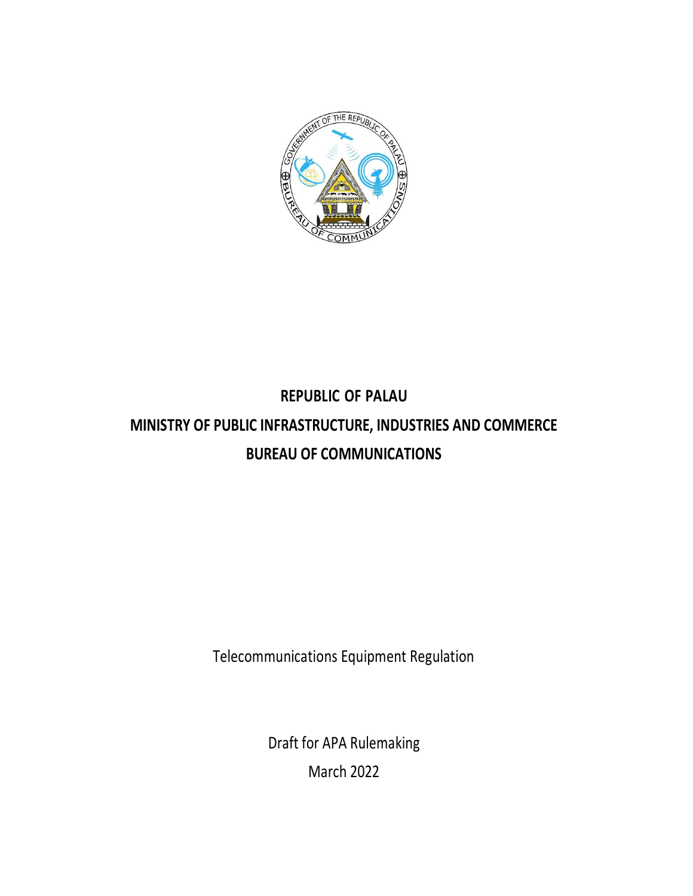**REPUBLIC OF PALAU**

**MINISTRY OF PUBLIC INFRASTRUCTURE, INDUSTRIES AND COMMERCE**

**BUREAU OF COMMUNICATIONS**

Telecommunications Equipment Regulation

Draft for APA Rulemaking

March 2022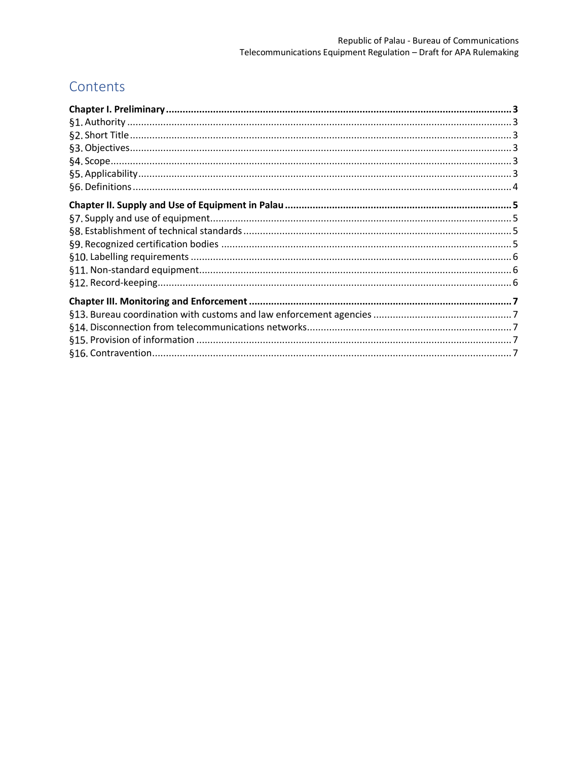# Contents

**Chapter I. Preliminary** ........ **3**

§1. Authority ........ 3

§2. Short Title ........ 3

§3. Objectives ........ 3

§4. Scope ........ 3

§5. Applicability ........ 3

§6. Definitions ........ 4

**Chapter II. Supply and Use of Equipment in Palau** ........ **5**

§7. Supply and use of equipment ........ 5

§8. Establishment of technical standards ........ 5

§9. Recognized certification bodies ........ 5

§10. Labelling requirements ........ 6

§11. Non-standard equipment ........ 6

§12. Record-keeping ........ 6

**Chapter III. Monitoring and Enforcement** ........ **7**

§13. Bureau coordination with customs and law enforcement agencies ........ 7

§14. Disconnection from telecommunications networks ........ 7

§15. Provision of information ........ 7

§16. Contravention ........ 7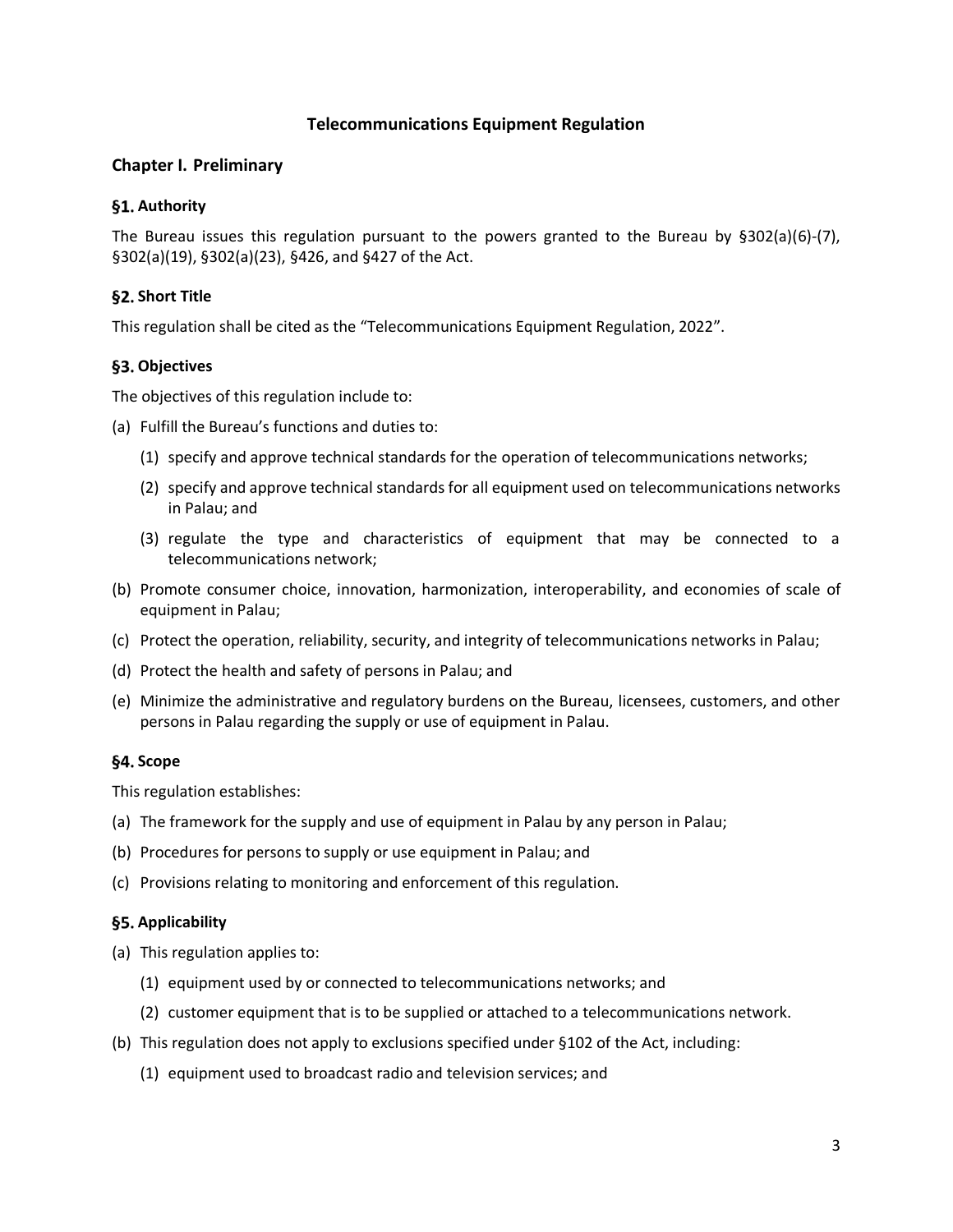# Telecommunications Equipment Regulation

## Chapter I. Preliminary

### §1. Authority

The Bureau issues this regulation pursuant to the powers granted to the Bureau by §302(a)(6)-(7), §302(a)(19), §302(a)(23), §426, and §427 of the Act.

### §2. Short Title

This regulation shall be cited as the "Telecommunications Equipment Regulation, 2022".

### §3. Objectives

The objectives of this regulation include to:

(a) Fulfill the Bureau's functions and duties to:

  (1) specify and approve technical standards for the operation of telecommunications networks;

  (2) specify and approve technical standards for all equipment used on telecommunications networks in Palau; and

  (3) regulate the type and characteristics of equipment that may be connected to a telecommunications network;

(b) Promote consumer choice, innovation, harmonization, interoperability, and economies of scale of equipment in Palau;

(c) Protect the operation, reliability, security, and integrity of telecommunications networks in Palau;

(d) Protect the health and safety of persons in Palau; and

(e) Minimize the administrative and regulatory burdens on the Bureau, licensees, customers, and other persons in Palau regarding the supply or use of equipment in Palau.

### §4. Scope

This regulation establishes:

(a) The framework for the supply and use of equipment in Palau by any person in Palau;

(b) Procedures for persons to supply or use equipment in Palau; and

(c) Provisions relating to monitoring and enforcement of this regulation.

### §5. Applicability

(a) This regulation applies to:

  (1) equipment used by or connected to telecommunications networks; and

  (2) customer equipment that is to be supplied or attached to a telecommunications network.

(b) This regulation does not apply to exclusions specified under §102 of the Act, including:

  (1) equipment used to broadcast radio and television services; and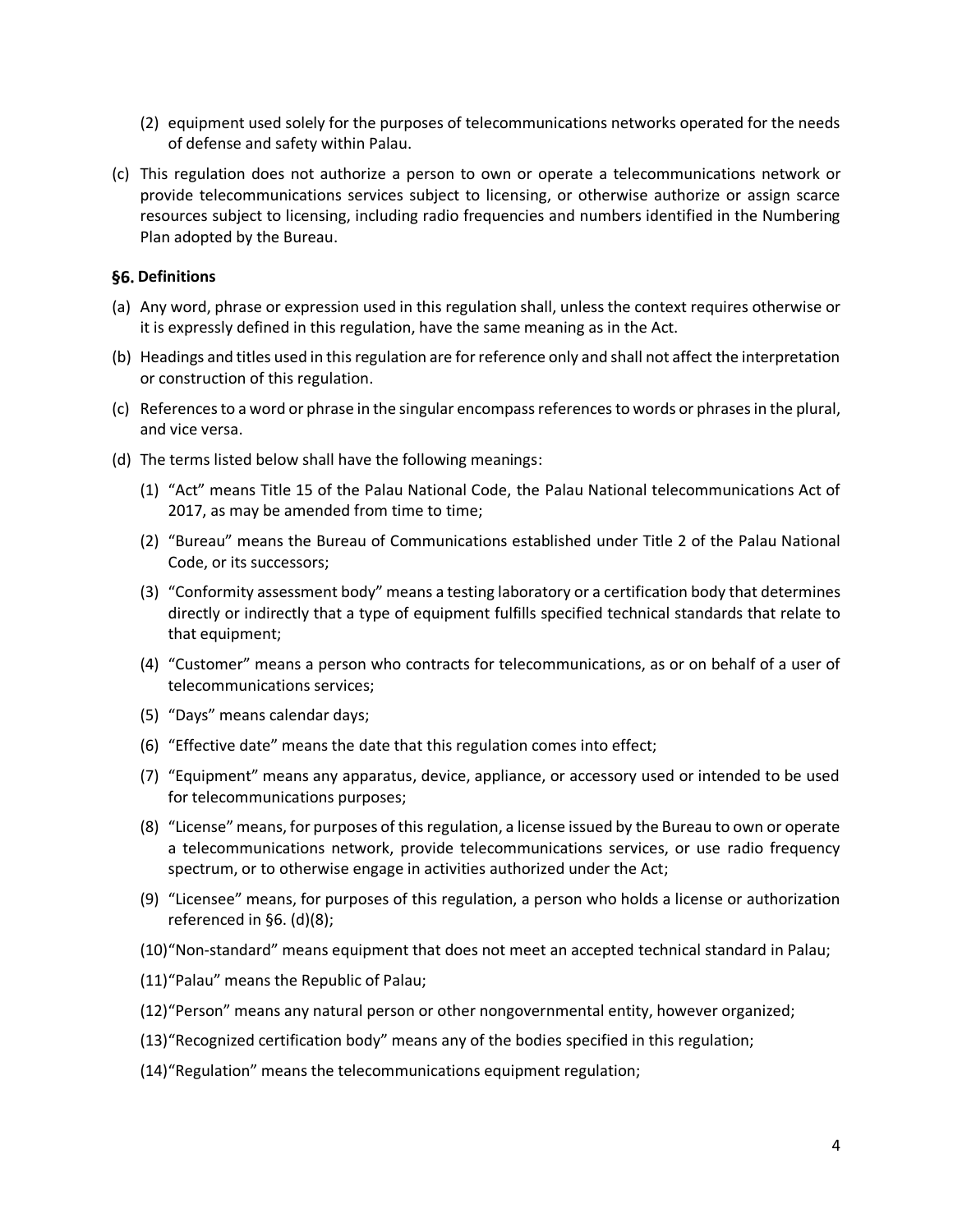(2) equipment used solely for the purposes of telecommunications networks operated for the needs of defense and safety within Palau.

(c) This regulation does not authorize a person to own or operate a telecommunications network or provide telecommunications services subject to licensing, or otherwise authorize or assign scarce resources subject to licensing, including radio frequencies and numbers identified in the Numbering Plan adopted by the Bureau.

### §6. Definitions

(a) Any word, phrase or expression used in this regulation shall, unless the context requires otherwise or it is expressly defined in this regulation, have the same meaning as in the Act.

(b) Headings and titles used in this regulation are for reference only and shall not affect the interpretation or construction of this regulation.

(c) References to a word or phrase in the singular encompass references to words or phrases in the plural, and vice versa.

(d) The terms listed below shall have the following meanings:

(1) "Act" means Title 15 of the Palau National Code, the Palau National telecommunications Act of 2017, as may be amended from time to time;

(2) "Bureau" means the Bureau of Communications established under Title 2 of the Palau National Code, or its successors;

(3) "Conformity assessment body" means a testing laboratory or a certification body that determines directly or indirectly that a type of equipment fulfills specified technical standards that relate to that equipment;

(4) "Customer" means a person who contracts for telecommunications, as or on behalf of a user of telecommunications services;

(5) "Days" means calendar days;

(6) "Effective date" means the date that this regulation comes into effect;

(7) "Equipment" means any apparatus, device, appliance, or accessory used or intended to be used for telecommunications purposes;

(8) "License" means, for purposes of this regulation, a license issued by the Bureau to own or operate a telecommunications network, provide telecommunications services, or use radio frequency spectrum, or to otherwise engage in activities authorized under the Act;

(9) "Licensee" means, for purposes of this regulation, a person who holds a license or authorization referenced in §6. (d)(8);

(10) "Non-standard" means equipment that does not meet an accepted technical standard in Palau;

(11) "Palau" means the Republic of Palau;

(12) "Person" means any natural person or other nongovernmental entity, however organized;

(13) "Recognized certification body" means any of the bodies specified in this regulation;

(14) "Regulation" means the telecommunications equipment regulation;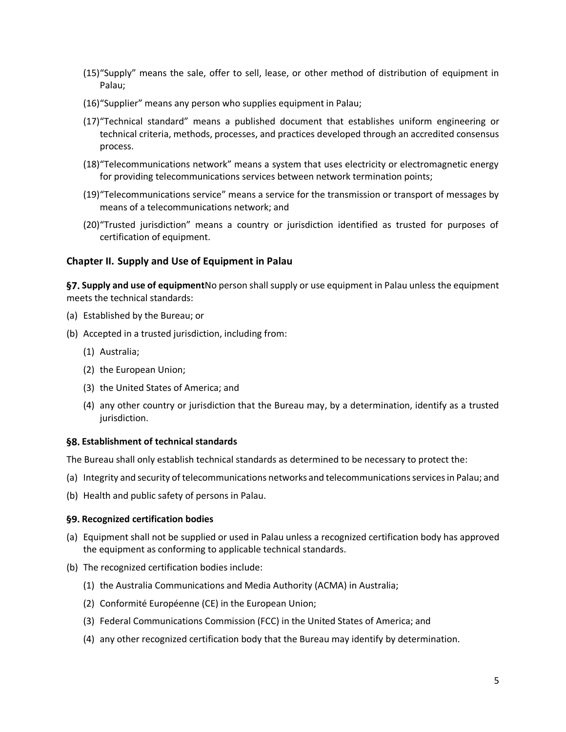(15) "Supply" means the sale, offer to sell, lease, or other method of distribution of equipment in Palau;

(16) "Supplier" means any person who supplies equipment in Palau;

(17) "Technical standard" means a published document that establishes uniform engineering or technical criteria, methods, processes, and practices developed through an accredited consensus process.

(18) "Telecommunications network" means a system that uses electricity or electromagnetic energy for providing telecommunications services between network termination points;

(19) "Telecommunications service" means a service for the transmission or transport of messages by means of a telecommunications network; and

(20) "Trusted jurisdiction" means a country or jurisdiction identified as trusted for purposes of certification of equipment.

## Chapter II. Supply and Use of Equipment in Palau

**§7. Supply and use of equipment**No person shall supply or use equipment in Palau unless the equipment meets the technical standards:

(a) Established by the Bureau; or

(b) Accepted in a trusted jurisdiction, including from:

   (1) Australia;

   (2) the European Union;

   (3) the United States of America; and

   (4) any other country or jurisdiction that the Bureau may, by a determination, identify as a trusted jurisdiction.

### §8. Establishment of technical standards

The Bureau shall only establish technical standards as determined to be necessary to protect the:

(a) Integrity and security of telecommunications networks and telecommunications services in Palau; and

(b) Health and public safety of persons in Palau.

### §9. Recognized certification bodies

(a) Equipment shall not be supplied or used in Palau unless a recognized certification body has approved the equipment as conforming to applicable technical standards.

(b) The recognized certification bodies include:

   (1) the Australia Communications and Media Authority (ACMA) in Australia;

   (2) Conformité Européenne (CE) in the European Union;

   (3) Federal Communications Commission (FCC) in the United States of America; and

   (4) any other recognized certification body that the Bureau may identify by determination.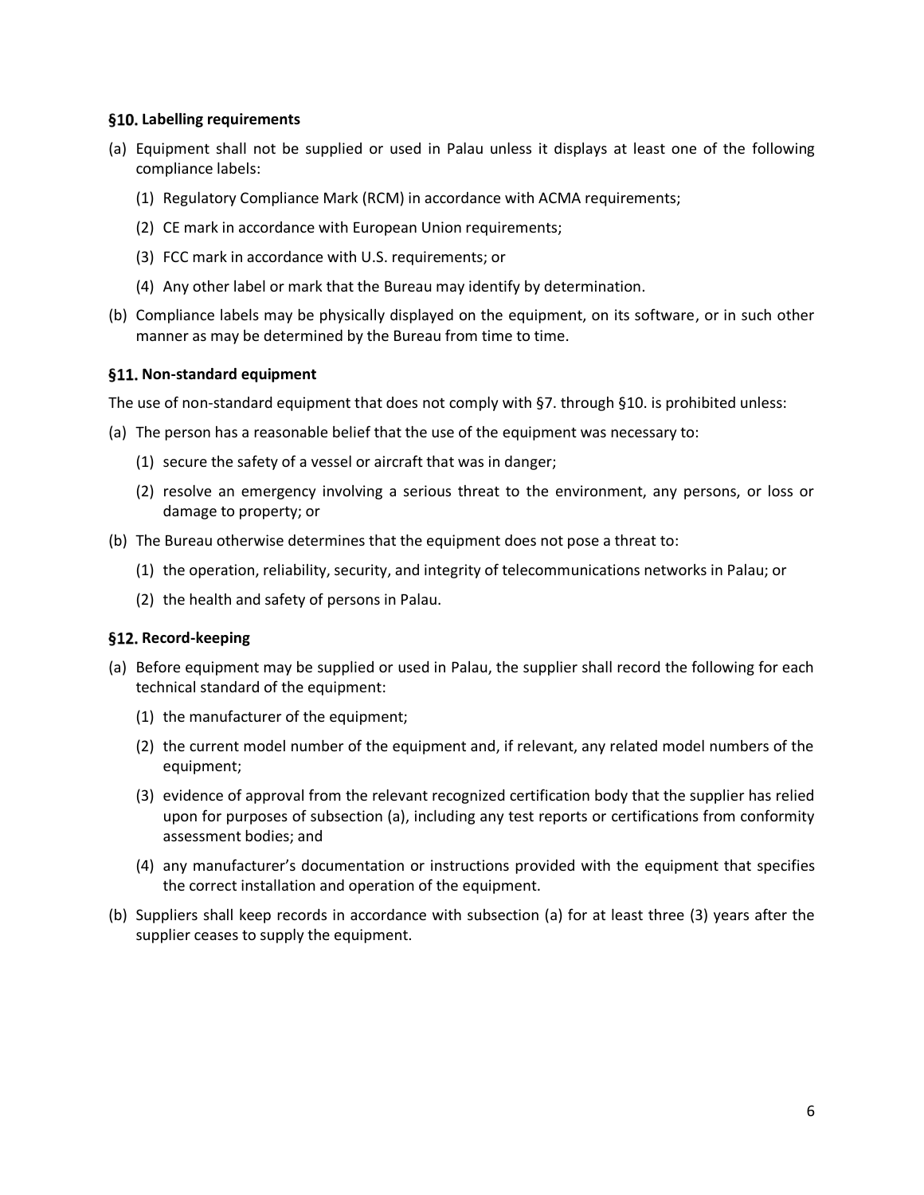### §10. Labelling requirements

(a) Equipment shall not be supplied or used in Palau unless it displays at least one of the following compliance labels:

   (1) Regulatory Compliance Mark (RCM) in accordance with ACMA requirements;

   (2) CE mark in accordance with European Union requirements;

   (3) FCC mark in accordance with U.S. requirements; or

   (4) Any other label or mark that the Bureau may identify by determination.

(b) Compliance labels may be physically displayed on the equipment, on its software, or in such other manner as may be determined by the Bureau from time to time.

### §11. Non-standard equipment

The use of non-standard equipment that does not comply with §7. through §10. is prohibited unless:

(a) The person has a reasonable belief that the use of the equipment was necessary to:

   (1) secure the safety of a vessel or aircraft that was in danger;

   (2) resolve an emergency involving a serious threat to the environment, any persons, or loss or damage to property; or

(b) The Bureau otherwise determines that the equipment does not pose a threat to:

   (1) the operation, reliability, security, and integrity of telecommunications networks in Palau; or

   (2) the health and safety of persons in Palau.

### §12. Record-keeping

(a) Before equipment may be supplied or used in Palau, the supplier shall record the following for each technical standard of the equipment:

   (1) the manufacturer of the equipment;

   (2) the current model number of the equipment and, if relevant, any related model numbers of the equipment;

   (3) evidence of approval from the relevant recognized certification body that the supplier has relied upon for purposes of subsection (a), including any test reports or certifications from conformity assessment bodies; and

   (4) any manufacturer's documentation or instructions provided with the equipment that specifies the correct installation and operation of the equipment.

(b) Suppliers shall keep records in accordance with subsection (a) for at least three (3) years after the supplier ceases to supply the equipment.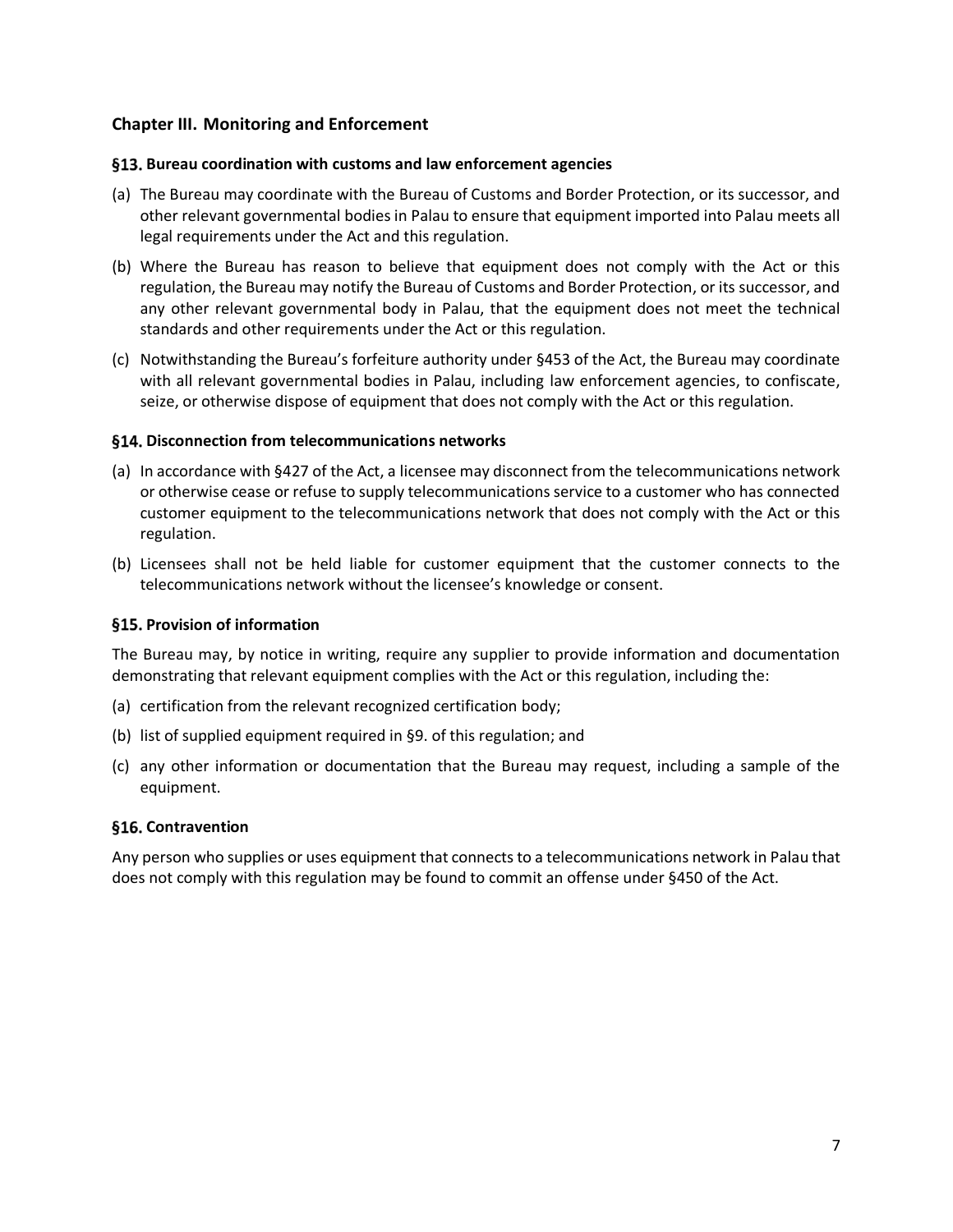## Chapter III. Monitoring and Enforcement

### §13. Bureau coordination with customs and law enforcement agencies

(a) The Bureau may coordinate with the Bureau of Customs and Border Protection, or its successor, and other relevant governmental bodies in Palau to ensure that equipment imported into Palau meets all legal requirements under the Act and this regulation.

(b) Where the Bureau has reason to believe that equipment does not comply with the Act or this regulation, the Bureau may notify the Bureau of Customs and Border Protection, or its successor, and any other relevant governmental body in Palau, that the equipment does not meet the technical standards and other requirements under the Act or this regulation.

(c) Notwithstanding the Bureau's forfeiture authority under §453 of the Act, the Bureau may coordinate with all relevant governmental bodies in Palau, including law enforcement agencies, to confiscate, seize, or otherwise dispose of equipment that does not comply with the Act or this regulation.

### §14. Disconnection from telecommunications networks

(a) In accordance with §427 of the Act, a licensee may disconnect from the telecommunications network or otherwise cease or refuse to supply telecommunications service to a customer who has connected customer equipment to the telecommunications network that does not comply with the Act or this regulation.

(b) Licensees shall not be held liable for customer equipment that the customer connects to the telecommunications network without the licensee's knowledge or consent.

### §15. Provision of information

The Bureau may, by notice in writing, require any supplier to provide information and documentation demonstrating that relevant equipment complies with the Act or this regulation, including the:

(a) certification from the relevant recognized certification body;

(b) list of supplied equipment required in §9. of this regulation; and

(c) any other information or documentation that the Bureau may request, including a sample of the equipment.

### §16. Contravention

Any person who supplies or uses equipment that connects to a telecommunications network in Palau that does not comply with this regulation may be found to commit an offense under §450 of the Act.